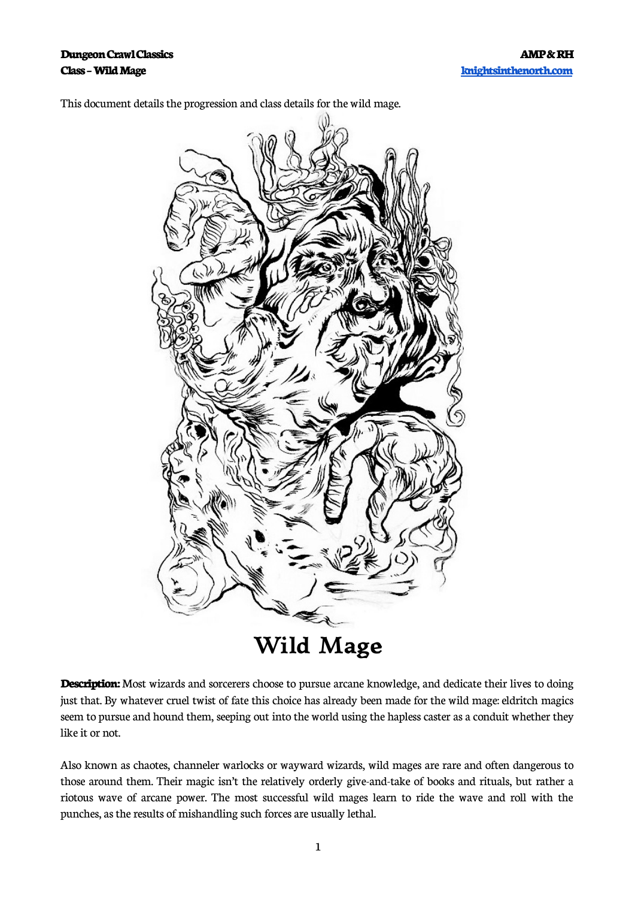This document details the progression and class details for the wild mage.

# Wild Mage

**Description:** Most wizards and sorcerers choose to pursue arcane knowledge, and dedicate their lives to doing just that. By whatever cruel twist of fate this choice has already been made for the wild mage: eldritch magics seem to pursue and hound them, seeping out into the world using the hapless caster as a conduit whether they like it or not.

Also known as chaotes, channeler warlocks or wayward wizards, wild mages are rare and often dangerous to those around them. Their magic isn't the relatively orderly give-and-take of books and rituals, but rather a riotous wave of arcane power. The most successful wild mages learn to ride the wave and roll with the punches, as the results of mishandling such forces are usually lethal.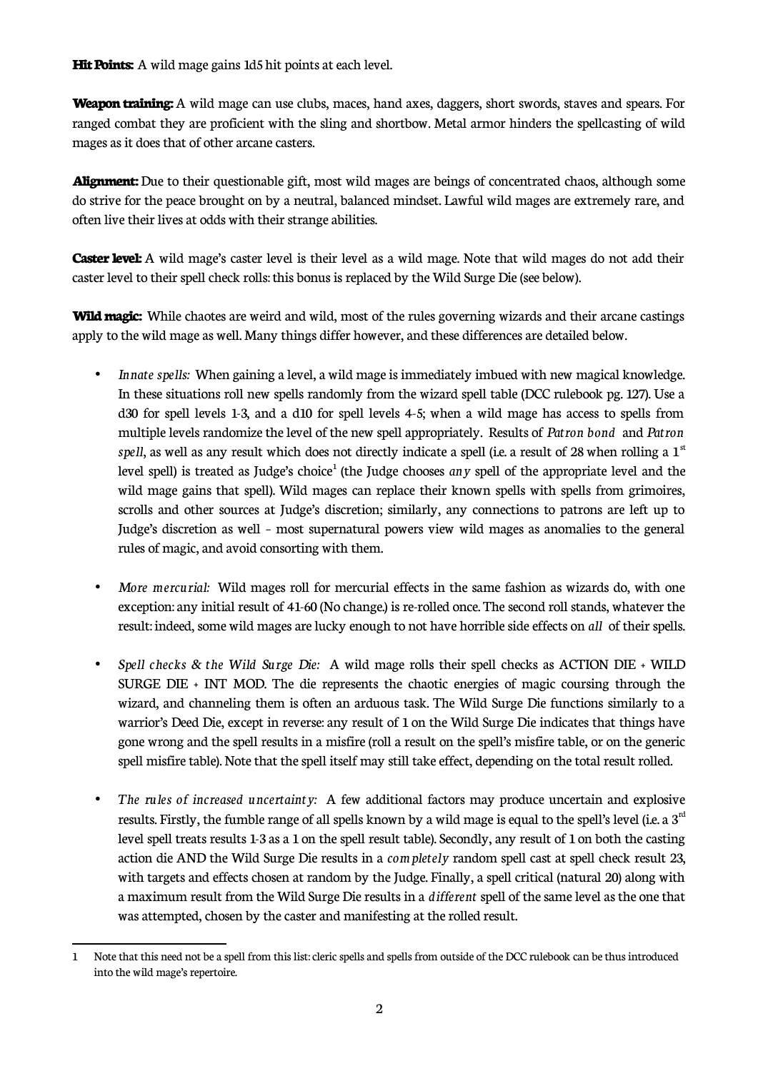**Hit Points:** A wild mage gains 1d5 hit points at each level.

**Weapon training:** A wild mage can use clubs, maces, hand axes, daggers, short swords, staves and spears. For ranged combat they are proficient with the sling and shortbow. Metal armor hinders the spellcasting of wild mages as it does that of other arcane casters.

**Alignment:** Due to their questionable gift, most wild mages are beings of concentrated chaos, although some do strive for the peace brought on by a neutral, balanced mindset. Lawful wild mages are extremely rare, and often live their lives at odds with their strange abilities.

**Caster level:** A wild mage's caster level is their level as a wild mage. Note that wild mages do not add their caster level to their spell check rolls: this bonus is replaced by the Wild Surge Die (see below).

**Wild magic:** While chaotes are weird and wild, most of the rules governing wizards and their arcane castings apply to the wild mage as well. Many things differ however, and these differences are detailed below.

- *Innate spells:* When gaining a level, a wild mage is immediately imbued with new magical knowledge. In these situations roll new spells randomly from the wizard spell table (DCC rulebook pg. 127). Use a d30 for spell levels 1-3, and a d10 for spell levels 4-5; when a wild mage has access to spells from multiple levels randomize the level of the new spell appropriately. Results of *Patron bond* and *Patron spell*, as well as any result which does not directly indicate a spell (i.e. a result of 28 when rolling a 1st level spell) is treated as Judge's choice[1] (the Judge chooses *any* spell of the appropriate level and the wild mage gains that spell). Wild mages can replace their known spells with spells from grimoires, scrolls and other sources at Judge's discretion; similarly, any connections to patrons are left up to Judge's discretion as well – most supernatural powers view wild mages as anomalies to the general rules of magic, and avoid consorting with them.

- *More mercurial:* Wild mages roll for mercurial effects in the same fashion as wizards do, with one exception: any initial result of 41-60 (No change.) is re-rolled once. The second roll stands, whatever the result: indeed, some wild mages are lucky enough to not have horrible side effects on *all* of their spells.

- *Spell checks & the Wild Surge Die:* A wild mage rolls their spell checks as ACTION DIE + WILD SURGE DIE + INT MOD. The die represents the chaotic energies of magic coursing through the wizard, and channeling them is often an arduous task. The Wild Surge Die functions similarly to a warrior's Deed Die, except in reverse: any result of 1 on the Wild Surge Die indicates that things have gone wrong and the spell results in a misfire (roll a result on the spell's misfire table, or on the generic spell misfire table). Note that the spell itself may still take effect, depending on the total result rolled.

- *The rules of increased uncertainty:* A few additional factors may produce uncertain and explosive results. Firstly, the fumble range of all spells known by a wild mage is equal to the spell's level (i.e. a 3rd level spell treats results 1-3 as a 1 on the spell result table). Secondly, any result of 1 on both the casting action die AND the Wild Surge Die results in a *completely* random spell cast at spell check result 23, with targets and effects chosen at random by the Judge. Finally, a spell critical (natural 20) along with a maximum result from the Wild Surge Die results in a *different* spell of the same level as the one that was attempted, chosen by the caster and manifesting at the rolled result.

---

1 Note that this need not be a spell from this list: cleric spells and spells from outside of the DCC rulebook can be thus introduced into the wild mage's repertoire.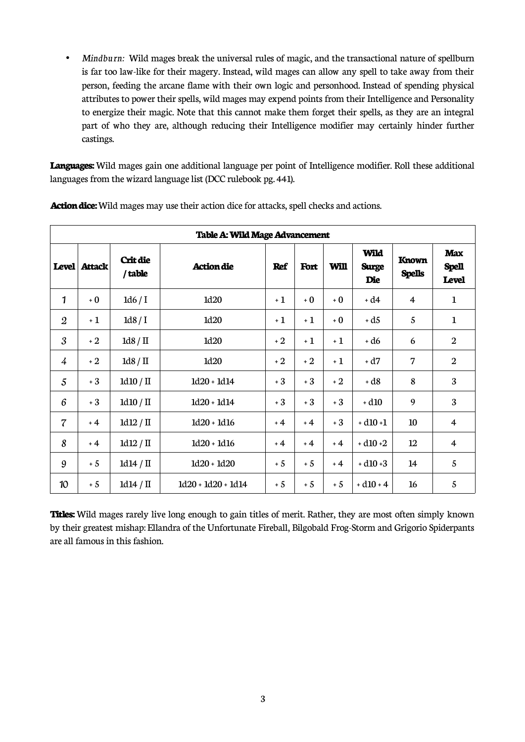- *Mindburn:* Wild mages break the universal rules of magic, and the transactional nature of spellburn is far too law-like for their magery. Instead, wild mages can allow any spell to take away from their person, feeding the arcane flame with their own logic and personhood. Instead of spending physical attributes to power their spells, wild mages may expend points from their Intelligence and Personality to energize their magic. Note that this cannot make them forget their spells, as they are an integral part of who they are, although reducing their Intelligence modifier may certainly hinder further castings.

**Languages:** Wild mages gain one additional language per point of Intelligence modifier. Roll these additional languages from the wizard language list (DCC rulebook pg. 441).

**Action dice:** Wild mages may use their action dice for attacks, spell checks and actions.

**Table A: Wild Mage Advancement**

| Level | Attack | Crit die / table | Action die | Ref | Fort | Will | Wild Surge Die | Known Spells | Max Spell Level |
|---|---|---|---|---|---|---|---|---|---|
| 1 | + 0 | 1d6 / I | 1d20 | + 1 | + 0 | + 0 | + d4 | 4 | 1 |
| 2 | + 1 | 1d8 / I | 1d20 | + 1 | + 1 | + 0 | + d5 | 5 | 1 |
| 3 | + 2 | 1d8 / II | 1d20 | + 2 | + 1 | + 1 | + d6 | 6 | 2 |
| 4 | + 2 | 1d8 / II | 1d20 | + 2 | + 2 | + 1 | + d7 | 7 | 2 |
| 5 | + 3 | 1d10 / II | 1d20 + 1d14 | + 3 | + 3 | + 2 | + d8 | 8 | 3 |
| 6 | + 3 | 1d10 / II | 1d20 + 1d14 | + 3 | + 3 | + 3 | + d10 | 9 | 3 |
| 7 | + 4 | 1d12 / II | 1d20 + 1d16 | + 4 | + 4 | + 3 | + d10 +1 | 10 | 4 |
| 8 | + 4 | 1d12 / II | 1d20 + 1d16 | + 4 | + 4 | + 4 | + d10 +2 | 12 | 4 |
| 9 | + 5 | 1d14 / II | 1d20 + 1d20 | + 5 | + 5 | + 4 | + d10 +3 | 14 | 5 |
| 10 | + 5 | 1d14 / II | 1d20 + 1d20 + 1d14 | + 5 | + 5 | + 5 | + d10 + 4 | 16 | 5 |

**Titles:** Wild mages rarely live long enough to gain titles of merit. Rather, they are most often simply known by their greatest mishap: Ellandra of the Unfortunate Fireball, Bilgobald Frog-Storm and Grigorio Spiderpants are all famous in this fashion.